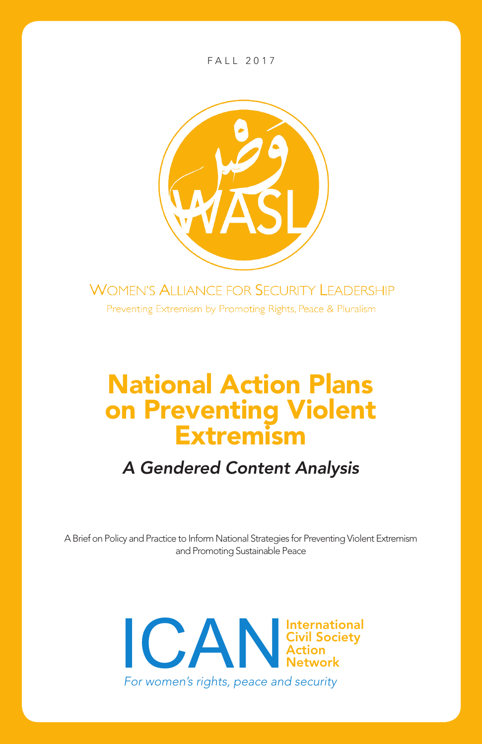FALL 2017

WASL

WOMEN'S ALLIANCE FOR SECURITY LEADERSHIP

Preventing Extremism by Promoting Rights, Peace & Pluralism

# National Action Plans on Preventing Violent Extremism

## *A Gendered Content Analysis*

A Brief on Policy and Practice to Inform National Strategies for Preventing Violent Extremism and Promoting Sustainable Peace

ICAN International Civil Society Action Network

*For women's rights, peace and security*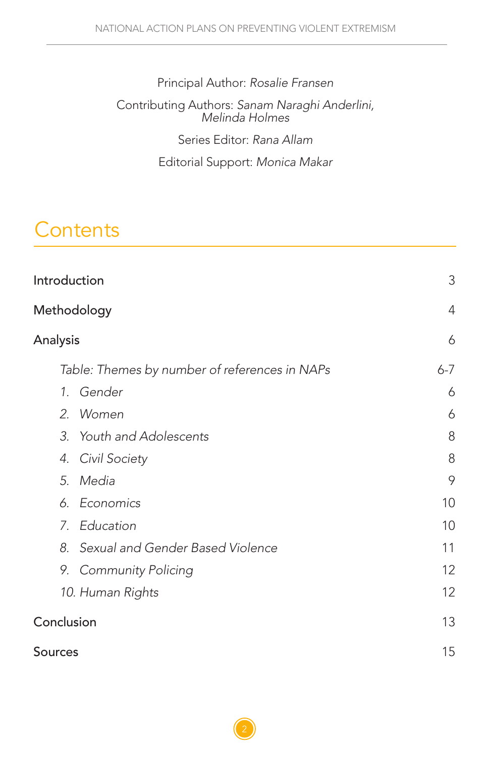Principal Author: *Rosalie Fransen*

Contributing Authors: *Sanam Naraghi Anderlini, Melinda Holmes*

Series Editor: *Rana Allam*

Editorial Support: *Monica Makar*

# Contents

| | |
|---|---|
| Introduction | 3 |
| Methodology | 4 |
| Analysis | 6 |
| *Table: Themes by number of references in NAPs* | *6-7* |
| *1. Gender* | *6* |
| *2. Women* | *6* |
| *3. Youth and Adolescents* | *8* |
| *4. Civil Society* | *8* |
| *5. Media* | *9* |
| *6. Economics* | *10* |
| *7. Education* | *10* |
| *8. Sexual and Gender Based Violence* | *11* |
| *9. Community Policing* | *12* |
| *10. Human Rights* | *12* |
| Conclusion | 13 |
| Sources | 15 |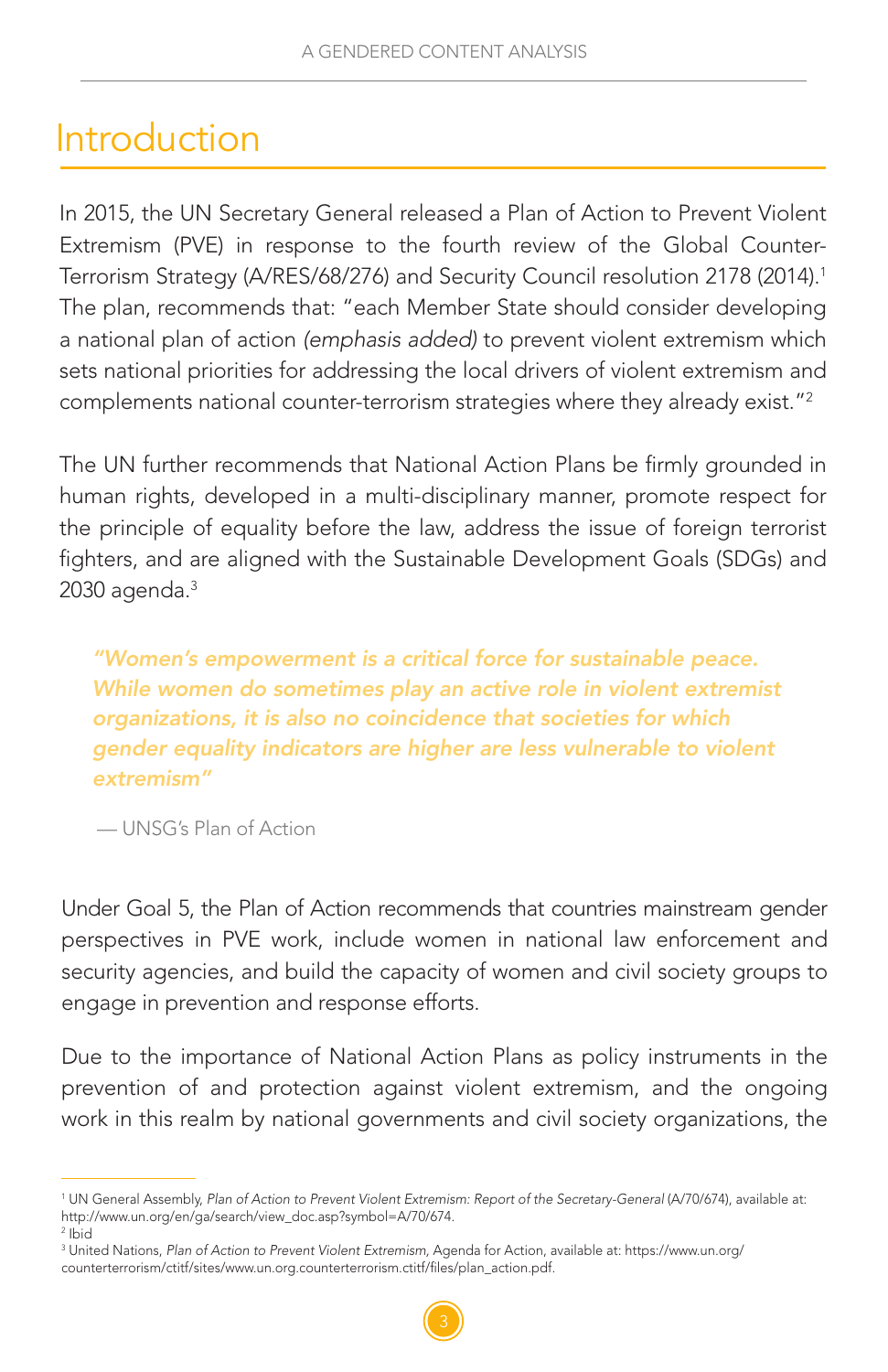# Introduction

In 2015, the UN Secretary General released a Plan of Action to Prevent Violent Extremism (PVE) in response to the fourth review of the Global Counter-Terrorism Strategy (A/RES/68/276) and Security Council resolution 2178 (2014).[1] The plan, recommends that: "each Member State should consider developing a national plan of action *(emphasis added)* to prevent violent extremism which sets national priorities for addressing the local drivers of violent extremism and complements national counter-terrorism strategies where they already exist."[2]

The UN further recommends that National Action Plans be firmly grounded in human rights, developed in a multi-disciplinary manner, promote respect for the principle of equality before the law, address the issue of foreign terrorist fighters, and are aligned with the Sustainable Development Goals (SDGs) and 2030 agenda.[3]

> ***"Women's empowerment is a critical force for sustainable peace. While women do sometimes play an active role in violent extremist organizations, it is also no coincidence that societies for which gender equality indicators are higher are less vulnerable to violent extremism"***
>
> — UNSG's Plan of Action

Under Goal 5, the Plan of Action recommends that countries mainstream gender perspectives in PVE work, include women in national law enforcement and security agencies, and build the capacity of women and civil society groups to engage in prevention and response efforts.

Due to the importance of National Action Plans as policy instruments in the prevention of and protection against violent extremism, and the ongoing work in this realm by national governments and civil society organizations, the

---

[1] UN General Assembly, *Plan of Action to Prevent Violent Extremism: Report of the Secretary-General* (A/70/674), available at: http://www.un.org/en/ga/search/view_doc.asp?symbol=A/70/674.

[2] Ibid

[3] United Nations, *Plan of Action to Prevent Violent Extremism,* Agenda for Action, available at: https://www.un.org/counterterrorism/ctitf/sites/www.un.org.counterterrorism.ctitf/files/plan_action.pdf.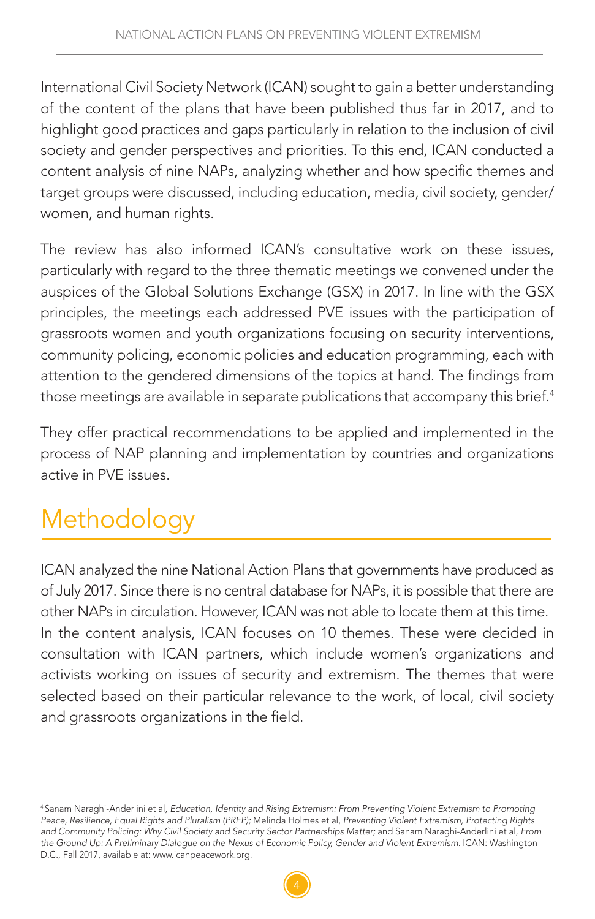International Civil Society Network (ICAN) sought to gain a better understanding of the content of the plans that have been published thus far in 2017, and to highlight good practices and gaps particularly in relation to the inclusion of civil society and gender perspectives and priorities. To this end, ICAN conducted a content analysis of nine NAPs, analyzing whether and how specific themes and target groups were discussed, including education, media, civil society, gender/women, and human rights.

The review has also informed ICAN's consultative work on these issues, particularly with regard to the three thematic meetings we convened under the auspices of the Global Solutions Exchange (GSX) in 2017. In line with the GSX principles, the meetings each addressed PVE issues with the participation of grassroots women and youth organizations focusing on security interventions, community policing, economic policies and education programming, each with attention to the gendered dimensions of the topics at hand. The findings from those meetings are available in separate publications that accompany this brief.[4]

They offer practical recommendations to be applied and implemented in the process of NAP planning and implementation by countries and organizations active in PVE issues.

## Methodology

ICAN analyzed the nine National Action Plans that governments have produced as of July 2017. Since there is no central database for NAPs, it is possible that there are other NAPs in circulation. However, ICAN was not able to locate them at this time.
In the content analysis, ICAN focuses on 10 themes. These were decided in consultation with ICAN partners, which include women's organizations and activists working on issues of security and extremism. The themes that were selected based on their particular relevance to the work, of local, civil society and grassroots organizations in the field.

[4] Sanam Naraghi-Anderlini et al, *Education, Identity and Rising Extremism: From Preventing Violent Extremism to Promoting Peace, Resilience, Equal Rights and Pluralism (PREP);* Melinda Holmes et al, *Preventing Violent Extremism, Protecting Rights and Community Policing: Why Civil Society and Security Sector Partnerships Matter;* and Sanam Naraghi-Anderlini et al, *From the Ground Up: A Preliminary Dialogue on the Nexus of Economic Policy, Gender and Violent Extremism:* ICAN: Washington D.C., Fall 2017, available at: www.icanpeacework.org.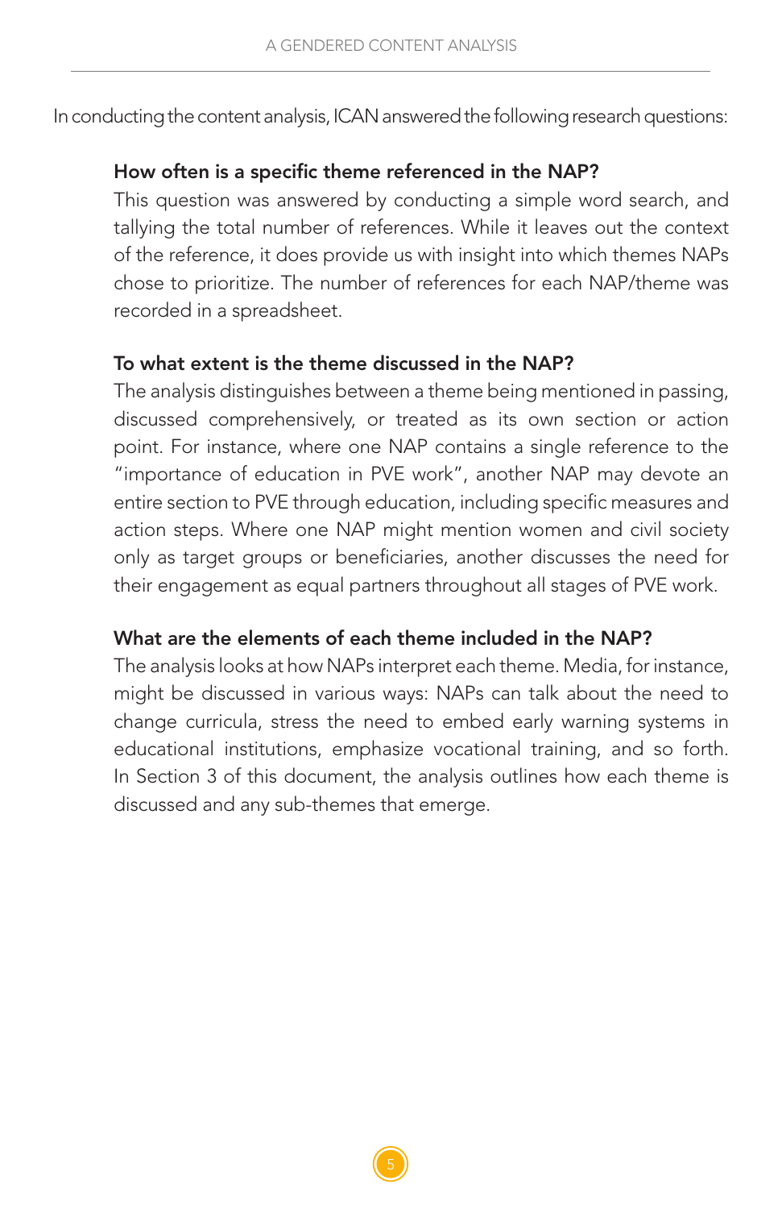In conducting the content analysis, ICAN answered the following research questions:

**How often is a specific theme referenced in the NAP?**
This question was answered by conducting a simple word search, and tallying the total number of references. While it leaves out the context of the reference, it does provide us with insight into which themes NAPs chose to prioritize. The number of references for each NAP/theme was recorded in a spreadsheet.

**To what extent is the theme discussed in the NAP?**
The analysis distinguishes between a theme being mentioned in passing, discussed comprehensively, or treated as its own section or action point. For instance, where one NAP contains a single reference to the "importance of education in PVE work", another NAP may devote an entire section to PVE through education, including specific measures and action steps. Where one NAP might mention women and civil society only as target groups or beneficiaries, another discusses the need for their engagement as equal partners throughout all stages of PVE work.

**What are the elements of each theme included in the NAP?**
The analysis looks at how NAPs interpret each theme. Media, for instance, might be discussed in various ways: NAPs can talk about the need to change curricula, stress the need to embed early warning systems in educational institutions, emphasize vocational training, and so forth. In Section 3 of this document, the analysis outlines how each theme is discussed and any sub-themes that emerge.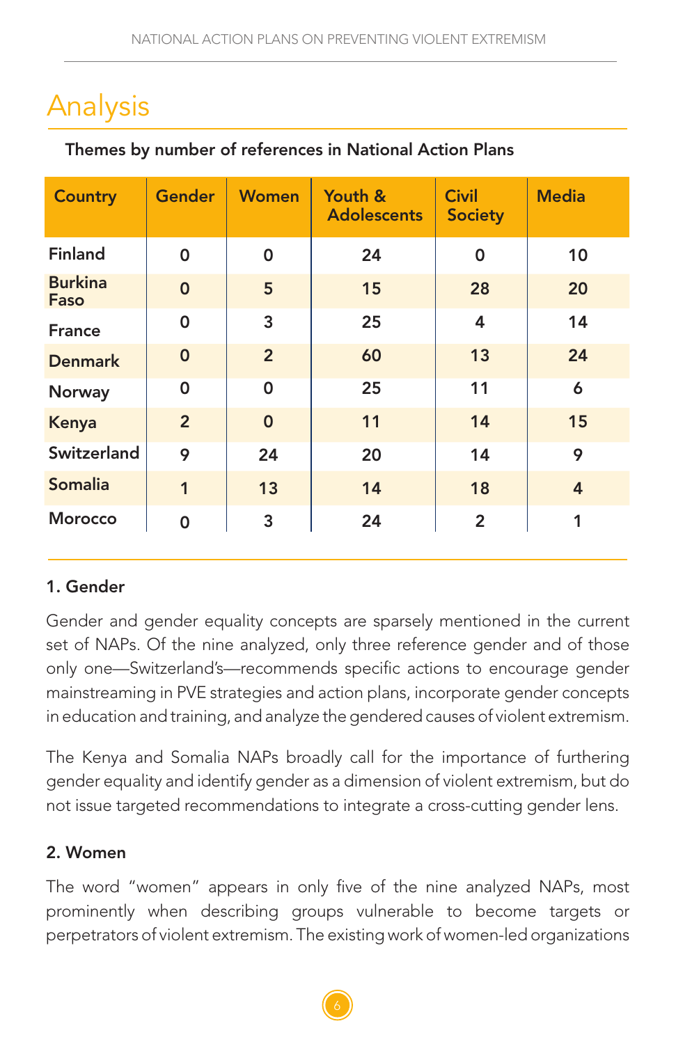# Analysis

**Themes by number of references in National Action Plans**

| Country | Gender | Women | Youth & Adolescents | Civil Society | Media |
|---|---|---|---|---|---|
| Finland | 0 | 0 | 24 | 0 | 10 |
| Burkina Faso | 0 | 5 | 15 | 28 | 20 |
| France | 0 | 3 | 25 | 4 | 14 |
| Denmark | 0 | 2 | 60 | 13 | 24 |
| Norway | 0 | 0 | 25 | 11 | 6 |
| Kenya | 2 | 0 | 11 | 14 | 15 |
| Switzerland | 9 | 24 | 20 | 14 | 9 |
| Somalia | 1 | 13 | 14 | 18 | 4 |
| Morocco | 0 | 3 | 24 | 2 | 1 |

### 1. Gender

Gender and gender equality concepts are sparsely mentioned in the current set of NAPs. Of the nine analyzed, only three reference gender and of those only one—Switzerland's—recommends specific actions to encourage gender mainstreaming in PVE strategies and action plans, incorporate gender concepts in education and training, and analyze the gendered causes of violent extremism.

The Kenya and Somalia NAPs broadly call for the importance of furthering gender equality and identify gender as a dimension of violent extremism, but do not issue targeted recommendations to integrate a cross-cutting gender lens.

### 2. Women

The word "women" appears in only five of the nine analyzed NAPs, most prominently when describing groups vulnerable to become targets or perpetrators of violent extremism. The existing work of women-led organizations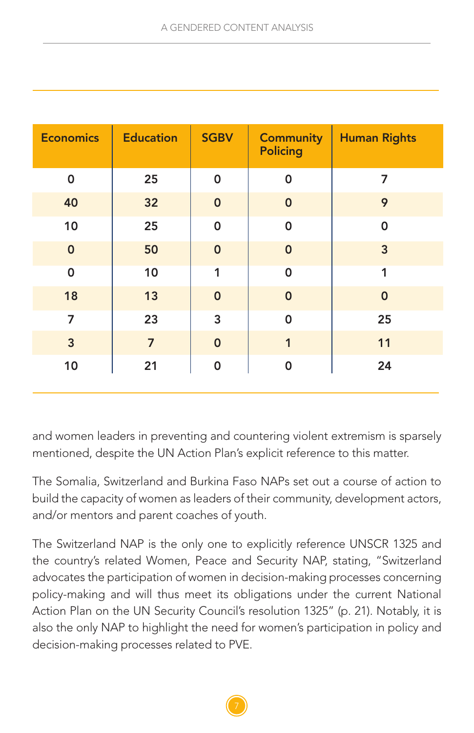| Economics | Education | SGBV | Community Policing | Human Rights |
|---|---|---|---|---|
| 0 | 25 | 0 | 0 | 7 |
| 40 | 32 | 0 | 0 | 9 |
| 10 | 25 | 0 | 0 | 0 |
| 0 | 50 | 0 | 0 | 3 |
| 0 | 10 | 1 | 0 | 1 |
| 18 | 13 | 0 | 0 | 0 |
| 7 | 23 | 3 | 0 | 25 |
| 3 | 7 | 0 | 1 | 11 |
| 10 | 21 | 0 | 0 | 24 |

and women leaders in preventing and countering violent extremism is sparsely mentioned, despite the UN Action Plan's explicit reference to this matter.

The Somalia, Switzerland and Burkina Faso NAPs set out a course of action to build the capacity of women as leaders of their community, development actors, and/or mentors and parent coaches of youth.

The Switzerland NAP is the only one to explicitly reference UNSCR 1325 and the country's related Women, Peace and Security NAP, stating, "Switzerland advocates the participation of women in decision-making processes concerning policy-making and will thus meet its obligations under the current National Action Plan on the UN Security Council's resolution 1325" (p. 21). Notably, it is also the only NAP to highlight the need for women's participation in policy and decision-making processes related to PVE.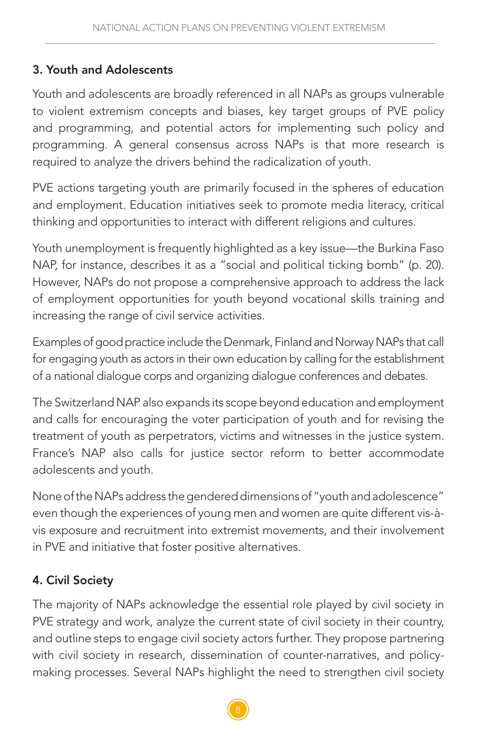### 3. Youth and Adolescents

Youth and adolescents are broadly referenced in all NAPs as groups vulnerable to violent extremism concepts and biases, key target groups of PVE policy and programming, and potential actors for implementing such policy and programming. A general consensus across NAPs is that more research is required to analyze the drivers behind the radicalization of youth.

PVE actions targeting youth are primarily focused in the spheres of education and employment. Education initiatives seek to promote media literacy, critical thinking and opportunities to interact with different religions and cultures.

Youth unemployment is frequently highlighted as a key issue—the Burkina Faso NAP, for instance, describes it as a "social and political ticking bomb" (p. 20). However, NAPs do not propose a comprehensive approach to address the lack of employment opportunities for youth beyond vocational skills training and increasing the range of civil service activities.

Examples of good practice include the Denmark, Finland and Norway NAPs that call for engaging youth as actors in their own education by calling for the establishment of a national dialogue corps and organizing dialogue conferences and debates.

The Switzerland NAP also expands its scope beyond education and employment and calls for encouraging the voter participation of youth and for revising the treatment of youth as perpetrators, victims and witnesses in the justice system. France's NAP also calls for justice sector reform to better accommodate adolescents and youth.

None of the NAPs address the gendered dimensions of "youth and adolescence" even though the experiences of young men and women are quite different vis-à-vis exposure and recruitment into extremist movements, and their involvement in PVE and initiative that foster positive alternatives.

### 4. Civil Society

The majority of NAPs acknowledge the essential role played by civil society in PVE strategy and work, analyze the current state of civil society in their country, and outline steps to engage civil society actors further. They propose partnering with civil society in research, dissemination of counter-narratives, and policy-making processes. Several NAPs highlight the need to strengthen civil society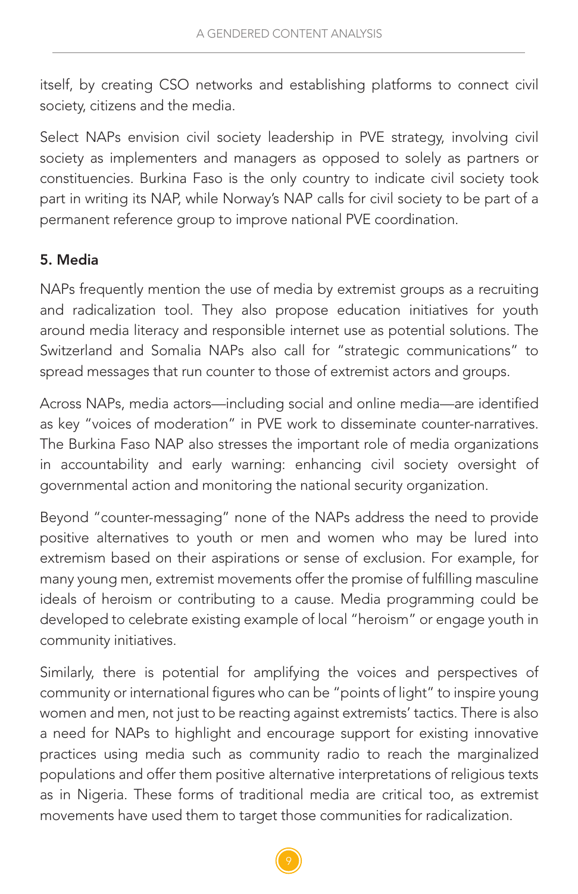itself, by creating CSO networks and establishing platforms to connect civil society, citizens and the media.

Select NAPs envision civil society leadership in PVE strategy, involving civil society as implementers and managers as opposed to solely as partners or constituencies. Burkina Faso is the only country to indicate civil society took part in writing its NAP, while Norway's NAP calls for civil society to be part of a permanent reference group to improve national PVE coordination.

**5. Media**

NAPs frequently mention the use of media by extremist groups as a recruiting and radicalization tool. They also propose education initiatives for youth around media literacy and responsible internet use as potential solutions. The Switzerland and Somalia NAPs also call for "strategic communications" to spread messages that run counter to those of extremist actors and groups.

Across NAPs, media actors—including social and online media—are identified as key "voices of moderation" in PVE work to disseminate counter-narratives. The Burkina Faso NAP also stresses the important role of media organizations in accountability and early warning: enhancing civil society oversight of governmental action and monitoring the national security organization.

Beyond "counter-messaging" none of the NAPs address the need to provide positive alternatives to youth or men and women who may be lured into extremism based on their aspirations or sense of exclusion. For example, for many young men, extremist movements offer the promise of fulfilling masculine ideals of heroism or contributing to a cause. Media programming could be developed to celebrate existing example of local "heroism" or engage youth in community initiatives.

Similarly, there is potential for amplifying the voices and perspectives of community or international figures who can be "points of light" to inspire young women and men, not just to be reacting against extremists' tactics. There is also a need for NAPs to highlight and encourage support for existing innovative practices using media such as community radio to reach the marginalized populations and offer them positive alternative interpretations of religious texts as in Nigeria. These forms of traditional media are critical too, as extremist movements have used them to target those communities for radicalization.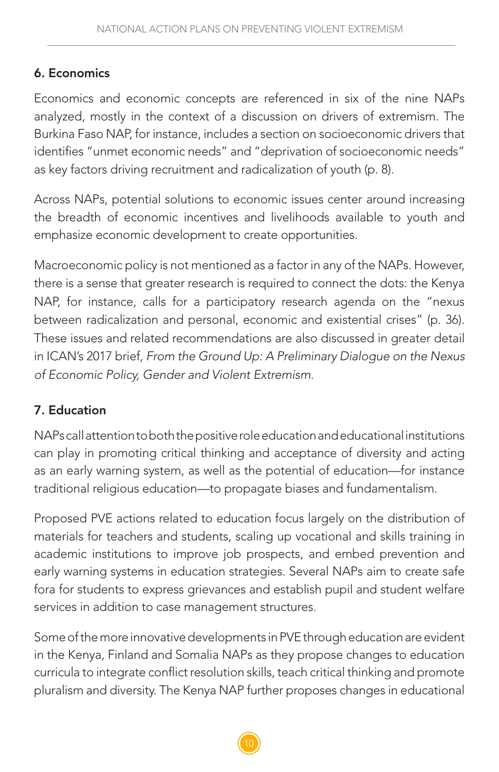## 6. Economics

Economics and economic concepts are referenced in six of the nine NAPs analyzed, mostly in the context of a discussion on drivers of extremism. The Burkina Faso NAP, for instance, includes a section on socioeconomic drivers that identifies "unmet economic needs" and "deprivation of socioeconomic needs" as key factors driving recruitment and radicalization of youth (p. 8).

Across NAPs, potential solutions to economic issues center around increasing the breadth of economic incentives and livelihoods available to youth and emphasize economic development to create opportunities.

Macroeconomic policy is not mentioned as a factor in any of the NAPs. However, there is a sense that greater research is required to connect the dots: the Kenya NAP, for instance, calls for a participatory research agenda on the "nexus between radicalization and personal, economic and existential crises" (p. 36). These issues and related recommendations are also discussed in greater detail in ICAN's 2017 brief, *From the Ground Up: A Preliminary Dialogue on the Nexus of Economic Policy, Gender and Violent Extremism.*

## 7. Education

NAPs call attention to both the positive role education and educational institutions can play in promoting critical thinking and acceptance of diversity and acting as an early warning system, as well as the potential of education—for instance traditional religious education—to propagate biases and fundamentalism.

Proposed PVE actions related to education focus largely on the distribution of materials for teachers and students, scaling up vocational and skills training in academic institutions to improve job prospects, and embed prevention and early warning systems in education strategies. Several NAPs aim to create safe fora for students to express grievances and establish pupil and student welfare services in addition to case management structures.

Some of the more innovative developments in PVE through education are evident in the Kenya, Finland and Somalia NAPs as they propose changes to education curricula to integrate conflict resolution skills, teach critical thinking and promote pluralism and diversity. The Kenya NAP further proposes changes in educational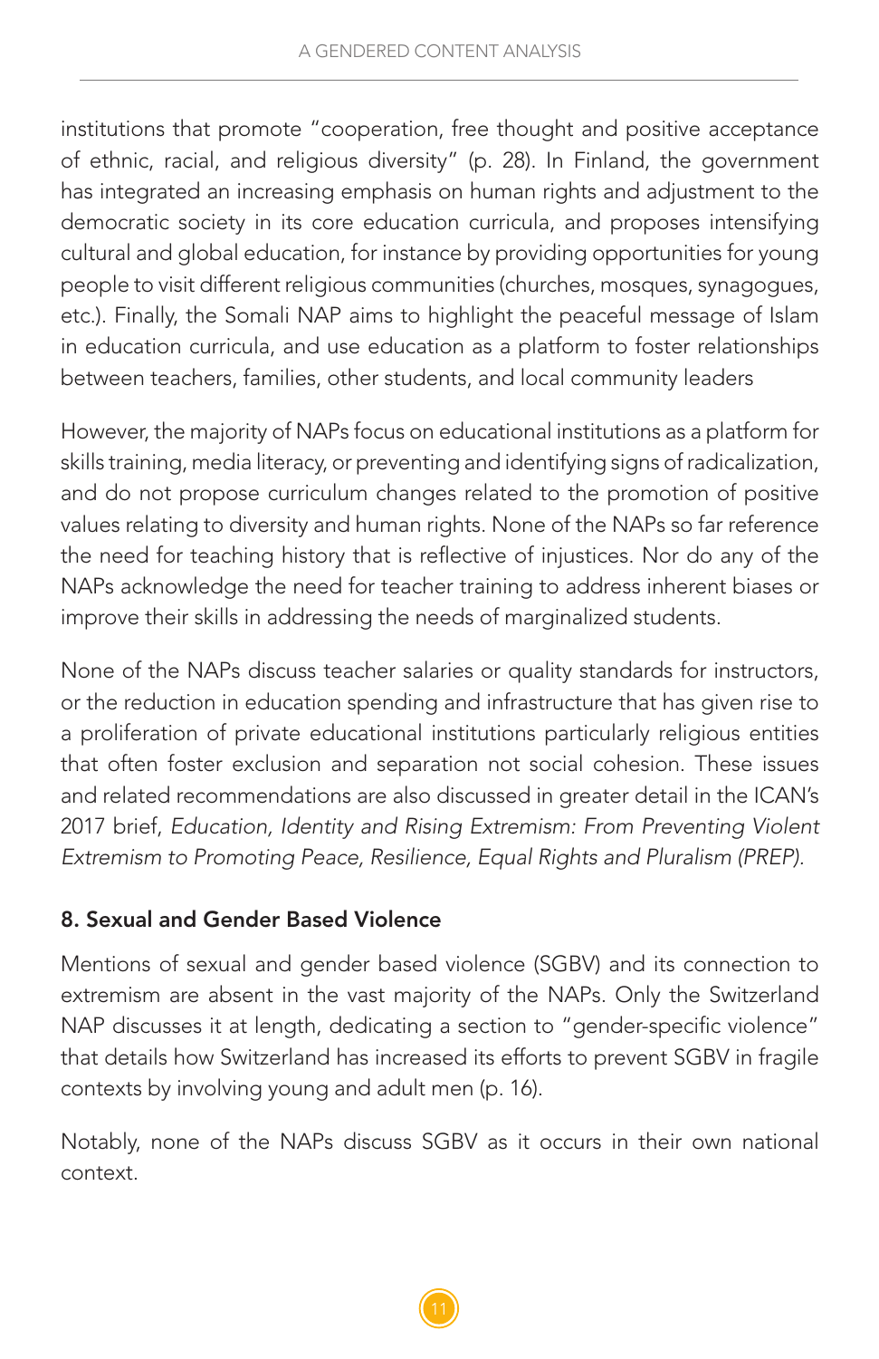institutions that promote "cooperation, free thought and positive acceptance of ethnic, racial, and religious diversity" (p. 28). In Finland, the government has integrated an increasing emphasis on human rights and adjustment to the democratic society in its core education curricula, and proposes intensifying cultural and global education, for instance by providing opportunities for young people to visit different religious communities (churches, mosques, synagogues, etc.). Finally, the Somali NAP aims to highlight the peaceful message of Islam in education curricula, and use education as a platform to foster relationships between teachers, families, other students, and local community leaders

However, the majority of NAPs focus on educational institutions as a platform for skills training, media literacy, or preventing and identifying signs of radicalization, and do not propose curriculum changes related to the promotion of positive values relating to diversity and human rights. None of the NAPs so far reference the need for teaching history that is reflective of injustices. Nor do any of the NAPs acknowledge the need for teacher training to address inherent biases or improve their skills in addressing the needs of marginalized students.

None of the NAPs discuss teacher salaries or quality standards for instructors, or the reduction in education spending and infrastructure that has given rise to a proliferation of private educational institutions particularly religious entities that often foster exclusion and separation not social cohesion. These issues and related recommendations are also discussed in greater detail in the ICAN's 2017 brief, *Education, Identity and Rising Extremism: From Preventing Violent Extremism to Promoting Peace, Resilience, Equal Rights and Pluralism (PREP).*

### 8. Sexual and Gender Based Violence

Mentions of sexual and gender based violence (SGBV) and its connection to extremism are absent in the vast majority of the NAPs. Only the Switzerland NAP discusses it at length, dedicating a section to "gender-specific violence" that details how Switzerland has increased its efforts to prevent SGBV in fragile contexts by involving young and adult men (p. 16).

Notably, none of the NAPs discuss SGBV as it occurs in their own national context.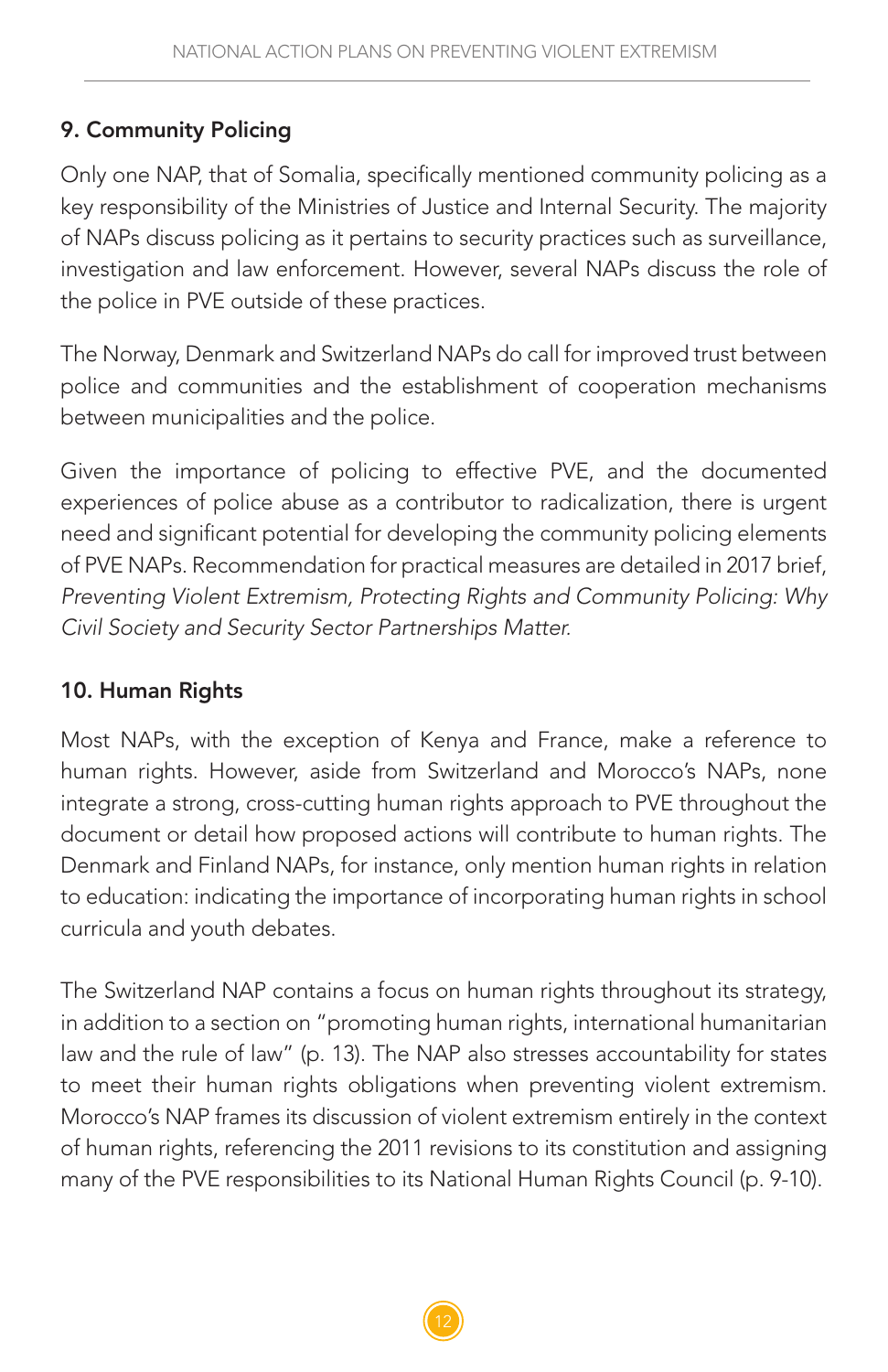## 9. Community Policing

Only one NAP, that of Somalia, specifically mentioned community policing as a key responsibility of the Ministries of Justice and Internal Security. The majority of NAPs discuss policing as it pertains to security practices such as surveillance, investigation and law enforcement. However, several NAPs discuss the role of the police in PVE outside of these practices.

The Norway, Denmark and Switzerland NAPs do call for improved trust between police and communities and the establishment of cooperation mechanisms between municipalities and the police.

Given the importance of policing to effective PVE, and the documented experiences of police abuse as a contributor to radicalization, there is urgent need and significant potential for developing the community policing elements of PVE NAPs. Recommendation for practical measures are detailed in 2017 brief, *Preventing Violent Extremism, Protecting Rights and Community Policing: Why Civil Society and Security Sector Partnerships Matter.*

## 10. Human Rights

Most NAPs, with the exception of Kenya and France, make a reference to human rights. However, aside from Switzerland and Morocco's NAPs, none integrate a strong, cross-cutting human rights approach to PVE throughout the document or detail how proposed actions will contribute to human rights. The Denmark and Finland NAPs, for instance, only mention human rights in relation to education: indicating the importance of incorporating human rights in school curricula and youth debates.

The Switzerland NAP contains a focus on human rights throughout its strategy, in addition to a section on "promoting human rights, international humanitarian law and the rule of law" (p. 13). The NAP also stresses accountability for states to meet their human rights obligations when preventing violent extremism. Morocco's NAP frames its discussion of violent extremism entirely in the context of human rights, referencing the 2011 revisions to its constitution and assigning many of the PVE responsibilities to its National Human Rights Council (p. 9-10).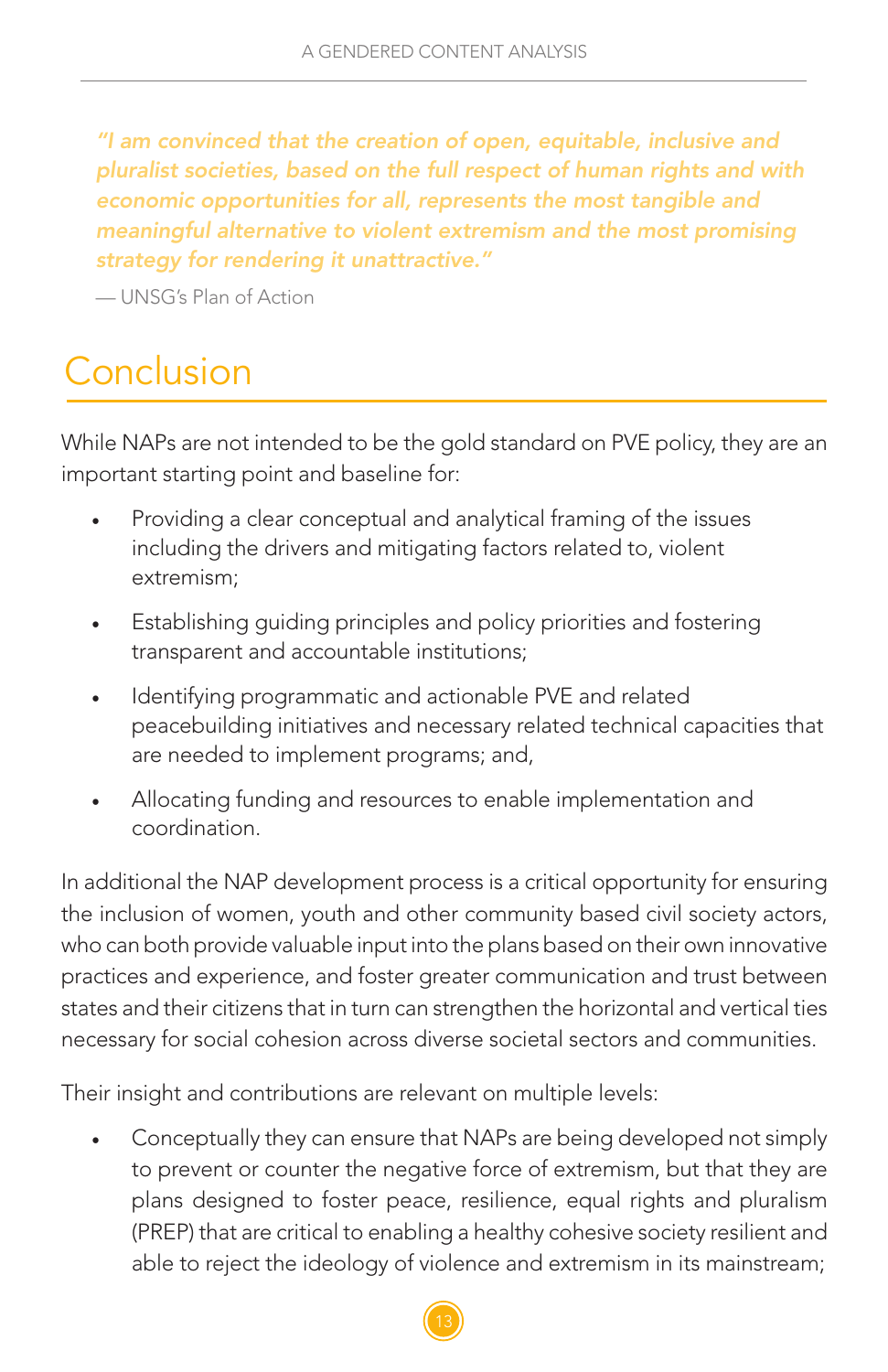*"I am convinced that the creation of open, equitable, inclusive and pluralist societies, based on the full respect of human rights and with economic opportunities for all, represents the most tangible and meaningful alternative to violent extremism and the most promising strategy for rendering it unattractive."*

— UNSG's Plan of Action

# Conclusion

While NAPs are not intended to be the gold standard on PVE policy, they are an important starting point and baseline for:

- Providing a clear conceptual and analytical framing of the issues including the drivers and mitigating factors related to, violent extremism;
- Establishing guiding principles and policy priorities and fostering transparent and accountable institutions;
- Identifying programmatic and actionable PVE and related peacebuilding initiatives and necessary related technical capacities that are needed to implement programs; and,
- Allocating funding and resources to enable implementation and coordination.

In additional the NAP development process is a critical opportunity for ensuring the inclusion of women, youth and other community based civil society actors, who can both provide valuable input into the plans based on their own innovative practices and experience, and foster greater communication and trust between states and their citizens that in turn can strengthen the horizontal and vertical ties necessary for social cohesion across diverse societal sectors and communities.

Their insight and contributions are relevant on multiple levels:

- Conceptually they can ensure that NAPs are being developed not simply to prevent or counter the negative force of extremism, but that they are plans designed to foster peace, resilience, equal rights and pluralism (PREP) that are critical to enabling a healthy cohesive society resilient and able to reject the ideology of violence and extremism in its mainstream;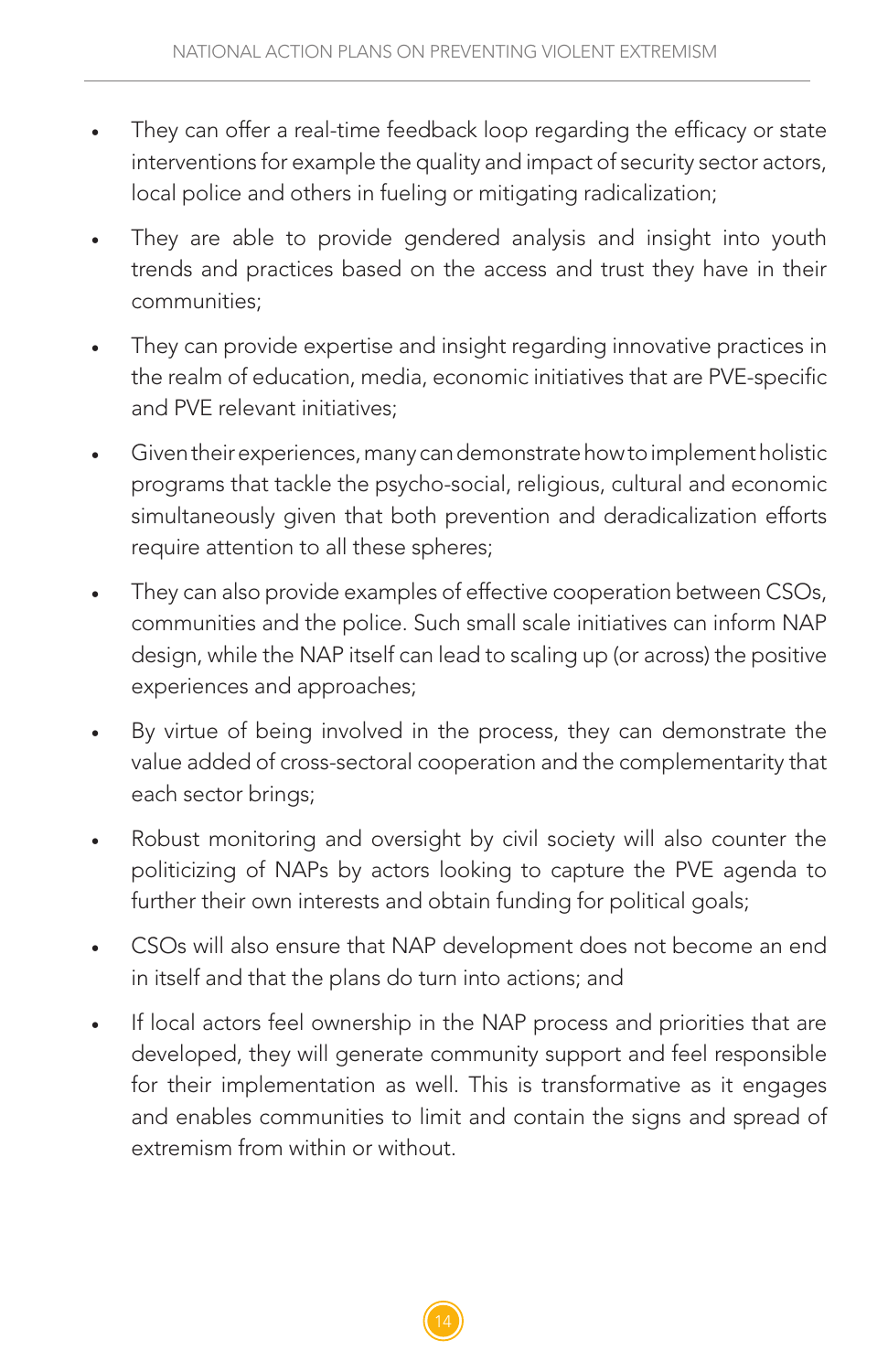- They can offer a real-time feedback loop regarding the efficacy or state interventions for example the quality and impact of security sector actors, local police and others in fueling or mitigating radicalization;
- They are able to provide gendered analysis and insight into youth trends and practices based on the access and trust they have in their communities;
- They can provide expertise and insight regarding innovative practices in the realm of education, media, economic initiatives that are PVE-specific and PVE relevant initiatives;
- Given their experiences, many can demonstrate how to implement holistic programs that tackle the psycho-social, religious, cultural and economic simultaneously given that both prevention and deradicalization efforts require attention to all these spheres;
- They can also provide examples of effective cooperation between CSOs, communities and the police. Such small scale initiatives can inform NAP design, while the NAP itself can lead to scaling up (or across) the positive experiences and approaches;
- By virtue of being involved in the process, they can demonstrate the value added of cross-sectoral cooperation and the complementarity that each sector brings;
- Robust monitoring and oversight by civil society will also counter the politicizing of NAPs by actors looking to capture the PVE agenda to further their own interests and obtain funding for political goals;
- CSOs will also ensure that NAP development does not become an end in itself and that the plans do turn into actions; and
- If local actors feel ownership in the NAP process and priorities that are developed, they will generate community support and feel responsible for their implementation as well. This is transformative as it engages and enables communities to limit and contain the signs and spread of extremism from within or without.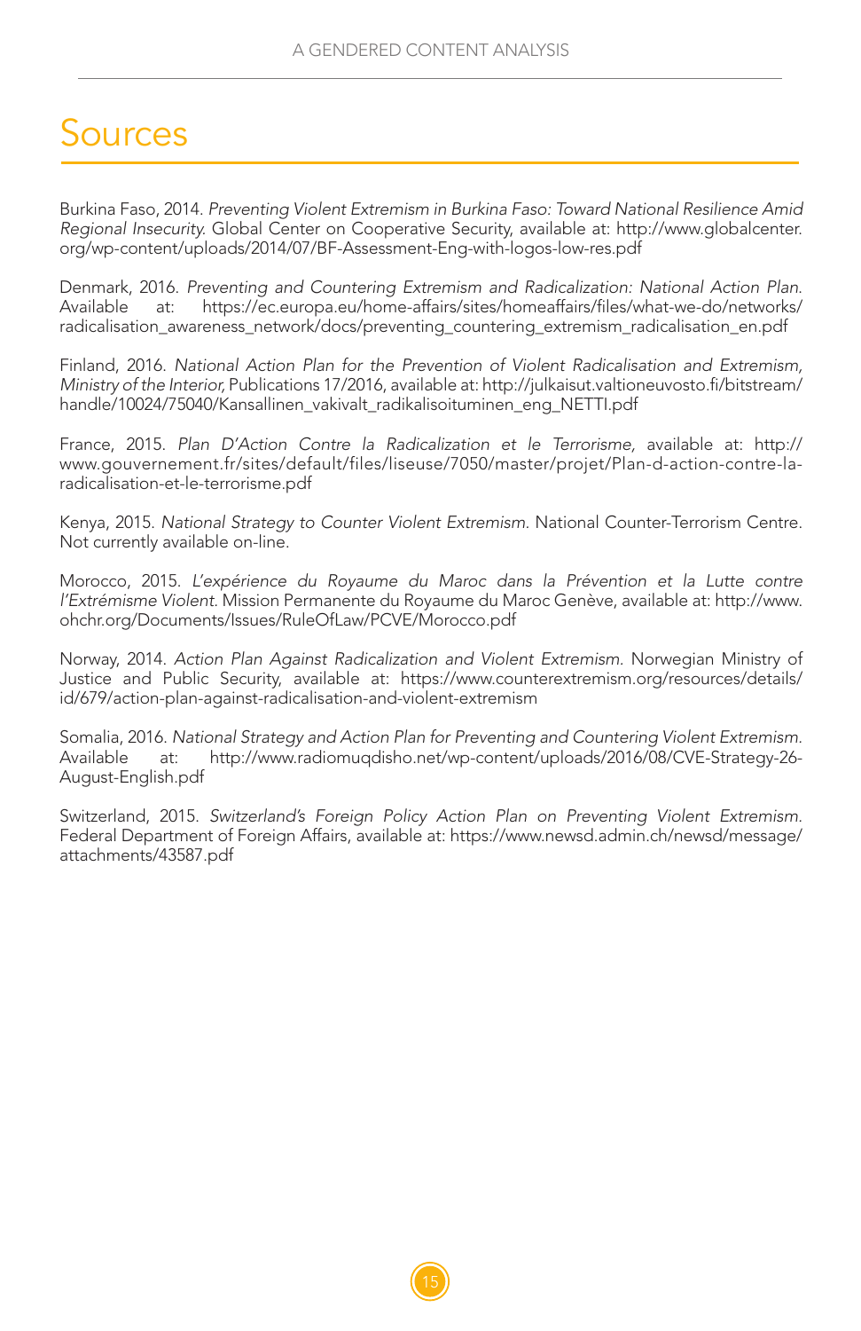# Sources

Burkina Faso, 2014. *Preventing Violent Extremism in Burkina Faso: Toward National Resilience Amid Regional Insecurity.* Global Center on Cooperative Security, available at: http://www.globalcenter.org/wp-content/uploads/2014/07/BF-Assessment-Eng-with-logos-low-res.pdf

Denmark, 2016. *Preventing and Countering Extremism and Radicalization: National Action Plan.* Available at: https://ec.europa.eu/home-affairs/sites/homeaffairs/files/what-we-do/networks/radicalisation_awareness_network/docs/preventing_countering_extremism_radicalisation_en.pdf

Finland, 2016. *National Action Plan for the Prevention of Violent Radicalisation and Extremism, Ministry of the Interior,* Publications 17/2016, available at: http://julkaisut.valtioneuvosto.fi/bitstream/handle/10024/75040/Kansallinen_vakivalt_radikalisoituminen_eng_NETTI.pdf

France, 2015. *Plan D'Action Contre la Radicalization et le Terrorisme,* available at: http://www.gouvernement.fr/sites/default/files/liseuse/7050/master/projet/Plan-d-action-contre-la-radicalisation-et-le-terrorisme.pdf

Kenya, 2015. *National Strategy to Counter Violent Extremism.* National Counter-Terrorism Centre. Not currently available on-line.

Morocco, 2015. *L'expérience du Royaume du Maroc dans la Prévention et la Lutte contre l'Extrémisme Violent.* Mission Permanente du Royaume du Maroc Genève, available at: http://www.ohchr.org/Documents/Issues/RuleOfLaw/PCVE/Morocco.pdf

Norway, 2014. *Action Plan Against Radicalization and Violent Extremism.* Norwegian Ministry of Justice and Public Security, available at: https://www.counterextremism.org/resources/details/id/679/action-plan-against-radicalisation-and-violent-extremism

Somalia, 2016. *National Strategy and Action Plan for Preventing and Countering Violent Extremism.* Available at: http://www.radiomuqdisho.net/wp-content/uploads/2016/08/CVE-Strategy-26-August-English.pdf

Switzerland, 2015. *Switzerland's Foreign Policy Action Plan on Preventing Violent Extremism.* Federal Department of Foreign Affairs, available at: https://www.newsd.admin.ch/newsd/message/attachments/43587.pdf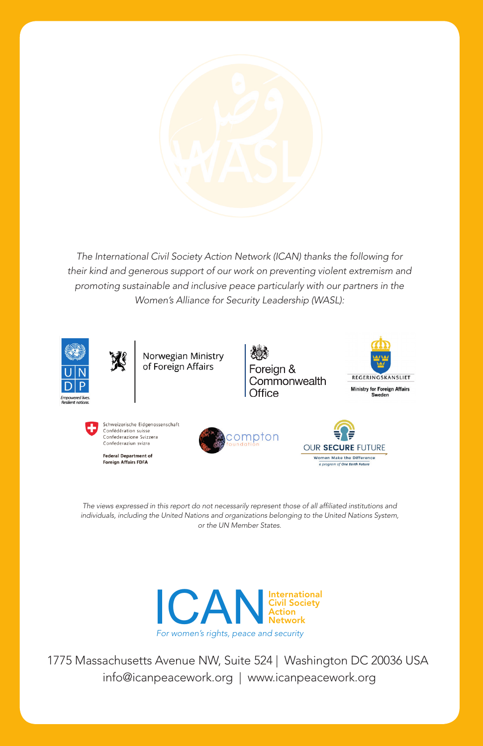*The International Civil Society Action Network (ICAN) thanks the following for their kind and generous support of our work on preventing violent extremism and promoting sustainable and inclusive peace particularly with our partners in the Women's Alliance for Security Leadership (WASL):*

UNDP — Empowered lives. Resilient nations.

Norwegian Ministry of Foreign Affairs

Foreign & Commonwealth Office

REGERINGSKANSLIET — Ministry for Foreign Affairs Sweden

Schweizerische Eidgenossenschaft
Confédération suisse
Confederazione Svizzera
Confederaziun svizra

Federal Department of Foreign Affairs FDFA

compton foundation

OUR SECURE FUTURE — Women Make the Difference — a program of One Earth Future

*The views expressed in this report do not necessarily represent those of all affiliated institutions and individuals, including the United Nations and organizations belonging to the United Nations System, or the UN Member States.*

ICAN International Civil Society Action Network

*For women's rights, peace and security*

1775 Massachusetts Avenue NW, Suite 524 | Washington DC 20036 USA
info@icanpeacework.org | www.icanpeacework.org